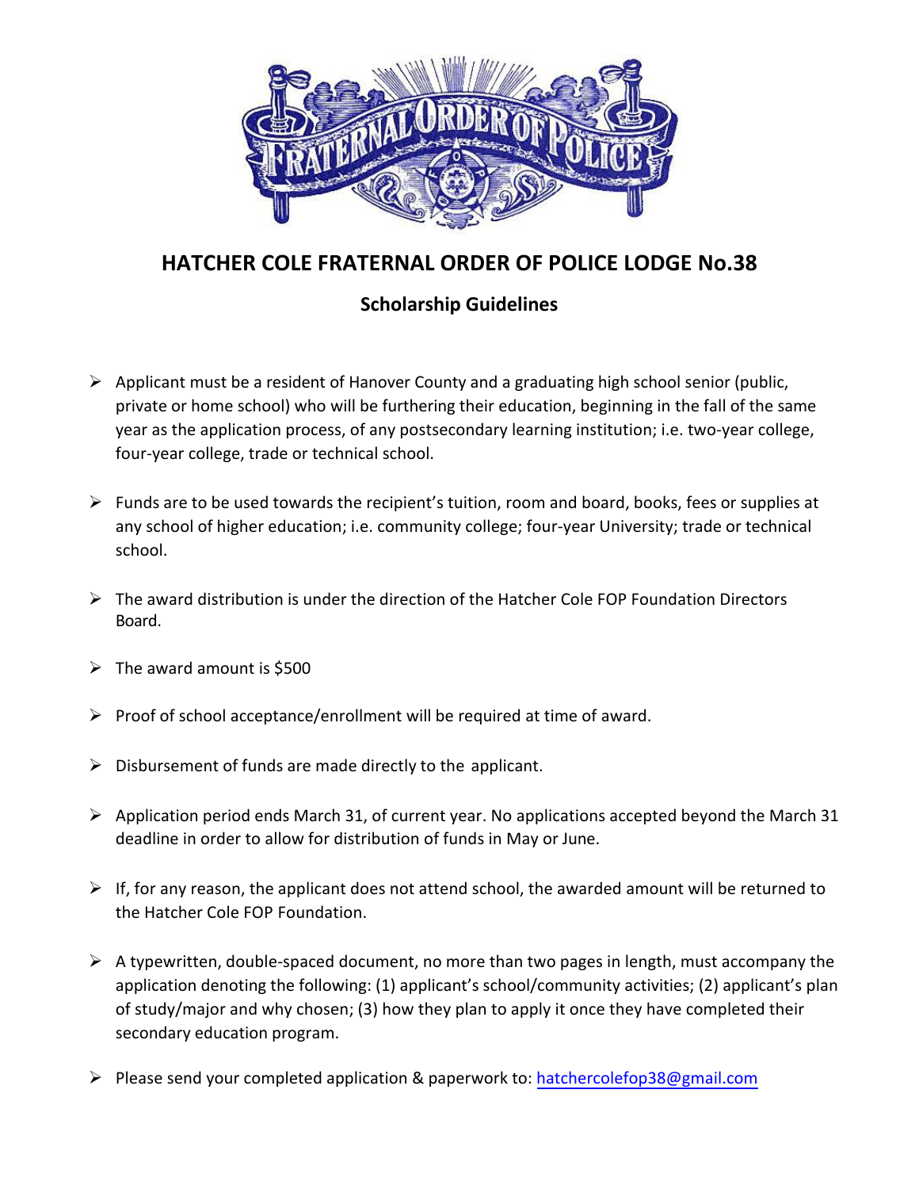# HATCHER COLE FRATERNAL ORDER OF POLICE LODGE No.38

## Scholarship Guidelines

- Applicant must be a resident of Hanover County and a graduating high school senior (public, private or home school) who will be furthering their education, beginning in the fall of the same year as the application process, of any postsecondary learning institution; i.e. two-year college, four-year college, trade or technical school.

- Funds are to be used towards the recipient's tuition, room and board, books, fees or supplies at any school of higher education; i.e. community college; four-year University; trade or technical school.

- The award distribution is under the direction of the Hatcher Cole FOP Foundation Directors Board.

- The award amount is $500

- Proof of school acceptance/enrollment will be required at time of award.

- Disbursement of funds are made directly to the applicant.

- Application period ends March 31, of current year. No applications accepted beyond the March 31 deadline in order to allow for distribution of funds in May or June.

- If, for any reason, the applicant does not attend school, the awarded amount will be returned to the Hatcher Cole FOP Foundation.

- A typewritten, double-spaced document, no more than two pages in length, must accompany the application denoting the following: (1) applicant's school/community activities; (2) applicant's plan of study/major and why chosen; (3) how they plan to apply it once they have completed their secondary education program.

- Please send your completed application & paperwork to: hatchercolefop38@gmail.com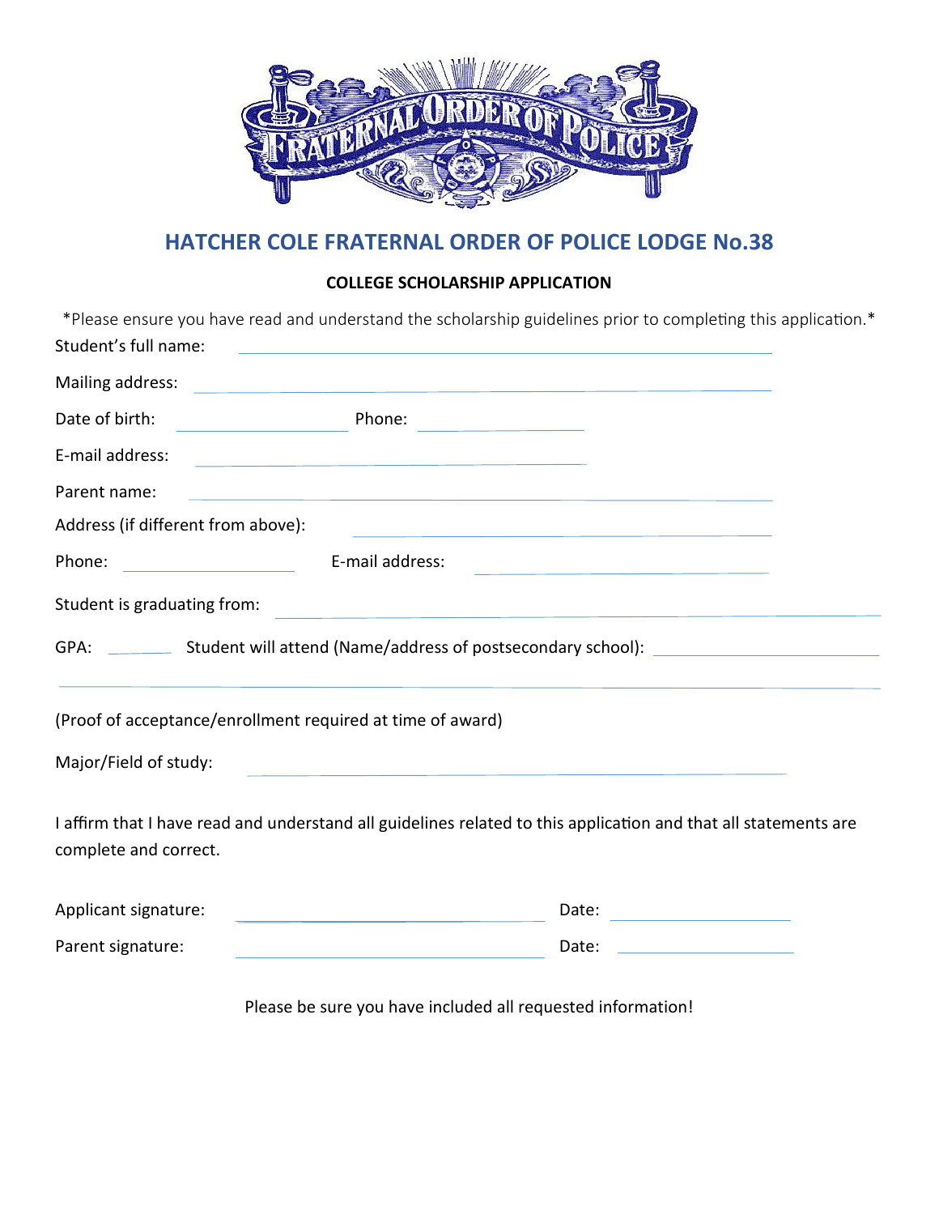# HATCHER COLE FRATERNAL ORDER OF POLICE LODGE No.38

**COLLEGE SCHOLARSHIP APPLICATION**

*Please ensure you have read and understand the scholarship guidelines prior to completing this application.*

Student's full name: ______________________________

Mailing address: ______________________________

Date of birth: ______________ Phone: ______________

E-mail address: ______________________________

Parent name: ______________________________

Address (if different from above): ______________________________

Phone: ______________ E-mail address: ______________

Student is graduating from: ______________________________

GPA: ______ Student will attend (Name/address of postsecondary school): ______________________________

______________________________

(Proof of acceptance/enrollment required at time of award)

Major/Field of study: ______________________________

I affirm that I have read and understand all guidelines related to this application and that all statements are complete and correct.

Applicant signature: ______________________ Date: ______________

Parent signature: ______________________ Date: ______________

Please be sure you have included all requested information!